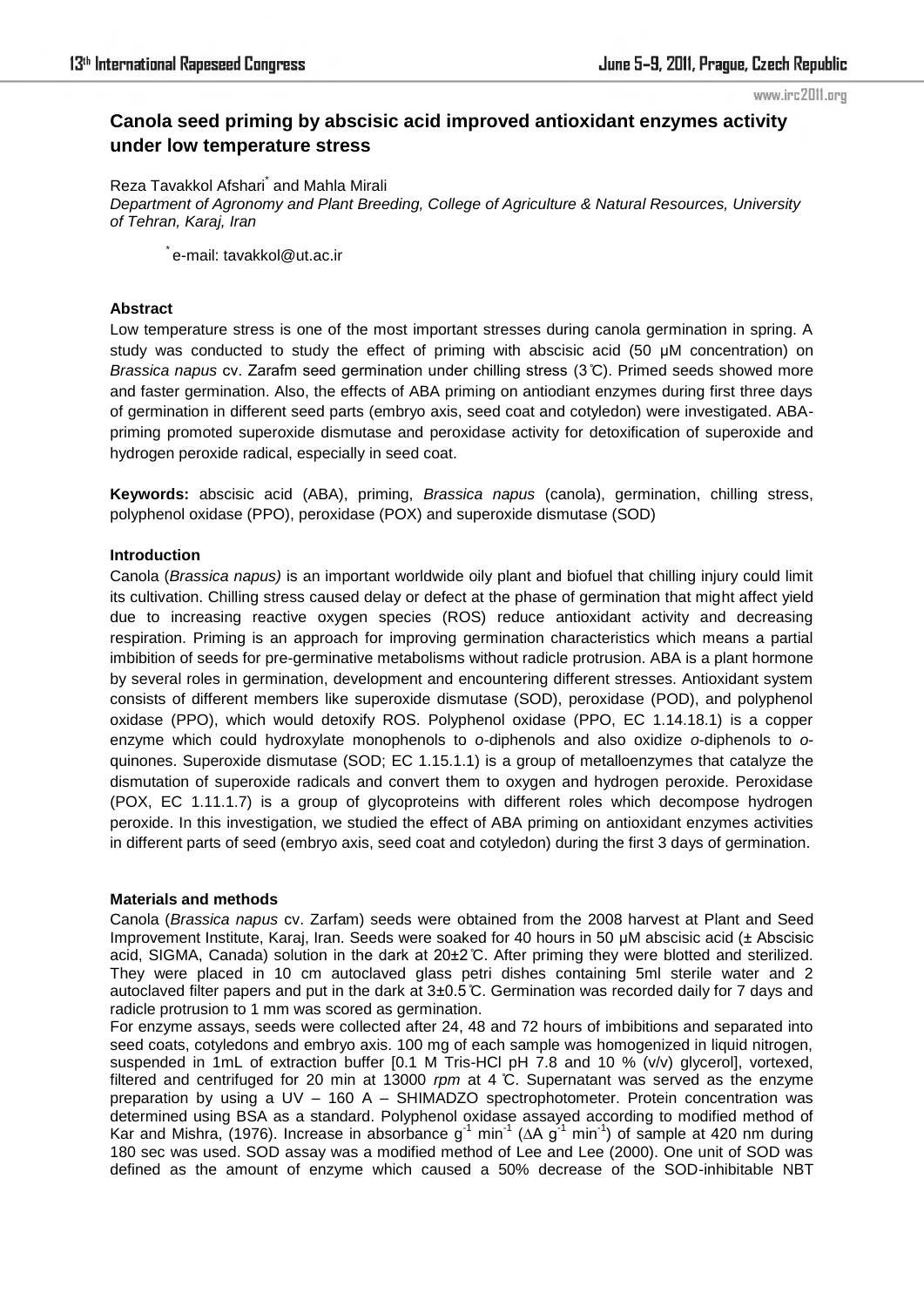# Canola seed priming by abscisic acid improved antioxidant enzymes activity under low temperature stress

Reza Tavakkol Afshari* and Mahla Mirali

*Department of Agronomy and Plant Breeding, College of Agriculture & Natural Resources, University of Tehran, Karaj, Iran*

* e-mail: tavakkol@ut.ac.ir

### Abstract

Low temperature stress is one of the most important stresses during canola germination in spring. A study was conducted to study the effect of priming with abscisic acid (50 μM concentration) on *Brassica napus* cv. Zarafm seed germination under chilling stress (3℃). Primed seeds showed more and faster germination. Also, the effects of ABA priming on antiodiant enzymes during first three days of germination in different seed parts (embryo axis, seed coat and cotyledon) were investigated. ABA-priming promoted superoxide dismutase and peroxidase activity for detoxification of superoxide and hydrogen peroxide radical, especially in seed coat.

**Keywords:** abscisic acid (ABA), priming, *Brassica napus* (canola), germination, chilling stress, polyphenol oxidase (PPO), peroxidase (POX) and superoxide dismutase (SOD)

### Introduction

Canola (*Brassica napus)* is an important worldwide oily plant and biofuel that chilling injury could limit its cultivation. Chilling stress caused delay or defect at the phase of germination that might affect yield due to increasing reactive oxygen species (ROS) reduce antioxidant activity and decreasing respiration. Priming is an approach for improving germination characteristics which means a partial imbibition of seeds for pre-germinative metabolisms without radicle protrusion. ABA is a plant hormone by several roles in germination, development and encountering different stresses. Antioxidant system consists of different members like superoxide dismutase (SOD), peroxidase (POD), and polyphenol oxidase (PPO), which would detoxify ROS. Polyphenol oxidase (PPO, EC 1.14.18.1) is a copper enzyme which could hydroxylate monophenols to *o*-diphenols and also oxidize *o*-diphenols to *o*-quinones. Superoxide dismutase (SOD; EC 1.15.1.1) is a group of metalloenzymes that catalyze the dismutation of superoxide radicals and convert them to oxygen and hydrogen peroxide. Peroxidase (POX, EC 1.11.1.7) is a group of glycoproteins with different roles which decompose hydrogen peroxide. In this investigation, we studied the effect of ABA priming on antioxidant enzymes activities in different parts of seed (embryo axis, seed coat and cotyledon) during the first 3 days of germination.

### Materials and methods

Canola (*Brassica napus* cv. Zarfam) seeds were obtained from the 2008 harvest at Plant and Seed Improvement Institute, Karaj, Iran. Seeds were soaked for 40 hours in 50 μM abscisic acid (± Abscisic acid, SIGMA, Canada) solution in the dark at 20±2℃. After priming they were blotted and sterilized. They were placed in 10 cm autoclaved glass petri dishes containing 5ml sterile water and 2 autoclaved filter papers and put in the dark at 3±0.5℃. Germination was recorded daily for 7 days and radicle protrusion to 1 mm was scored as germination.

For enzyme assays, seeds were collected after 24, 48 and 72 hours of imbibitions and separated into seed coats, cotyledons and embryo axis. 100 mg of each sample was homogenized in liquid nitrogen, suspended in 1mL of extraction buffer [0.1 M Tris-HCl pH 7.8 and 10 % (v/v) glycerol], vortexed, filtered and centrifuged for 20 min at 13000 *rpm* at 4 ℃. Supernatant was served as the enzyme preparation by using a UV – 160 A – SHIMADZO spectrophotometer. Protein concentration was determined using BSA as a standard. Polyphenol oxidase assayed according to modified method of Kar and Mishra, (1976). Increase in absorbance $g^{-1}$ $min^{-1}$ ($\Delta A$ $g^{-1}$ $min^{-1}$) of sample at 420 nm during 180 sec was used. SOD assay was a modified method of Lee and Lee (2000). One unit of SOD was defined as the amount of enzyme which caused a 50% decrease of the SOD-inhibitable NBT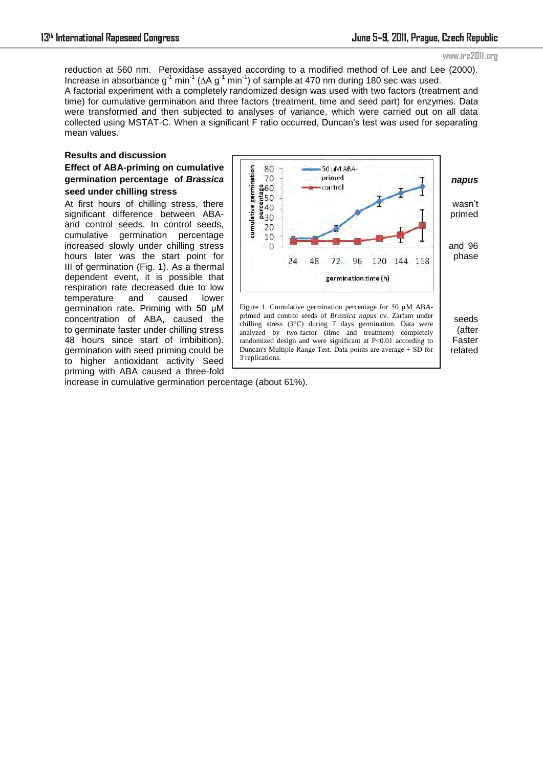reduction at 560 nm. Peroxidase assayed according to a modified method of Lee and Lee (2000). Increase in absorbance $g^{-1}$ $min^{-1}$ ($\Delta A$ $g^{-1}$ $min^{-1}$) of sample at 470 nm during 180 sec was used.

A factorial experiment with a completely randomized design was used with two factors (treatment and time) for cumulative germination and three factors (treatment, time and seed part) for enzymes. Data were transformed and then subjected to analyses of variance, which were carried out on all data collected using MSTAT-C. When a significant F ratio occurred, Duncan's test was used for separating mean values.

## Results and discussion

### Effect of ABA-priming on cumulative germination percentage of *Brassica napus* seed under chilling stress

At first hours of chilling stress, there wasn't significant difference between ABA-primed and control seeds. In control seeds, cumulative germination percentage increased slowly under chilling stress and 96 hours later was the start point for phase III of germination (Fig. 1). As a thermal dependent event, it is possible that respiration rate decreased due to low temperature and caused lower germination rate. Priming with 50 µM concentration of ABA, caused the seeds to germinate faster under chilling stress (after 48 hours since start of imbibition). Faster germination with seed priming could be related to higher antioxidant activity Seed priming with ABA caused a three-fold increase in cumulative germination percentage (about 61%).

Figure 1. Cumulative germination percentage for 50 µM ABA-primed and control seeds of *Brassica napus* cv. Zarfam under chilling stress (3°C) during 7 days germination. Data were analyzed by two-factor (time and treatment) completely randomized design and were significant at P<0.01 according to Duncan's Multiple Range Test. Data points are average ± SD for 3 replications.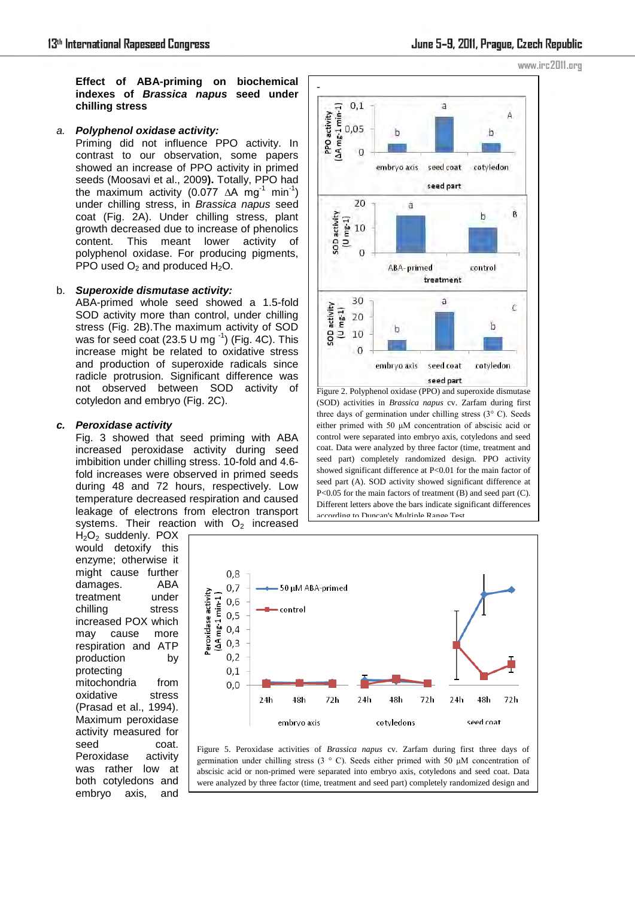**Effect of ABA-priming on biochemical indexes of *Brassica napus* seed under chilling stress**

*a.* ***Polyphenol oxidase activity:***
Priming did not influence PPO activity. In contrast to our observation, some papers showed an increase of PPO activity in primed seeds (Moosavi et al., 2009**)**. Totally, PPO had the maximum activity (0.077 ΔA $mg^{-1}$ $min^{-1}$) under chilling stress, in *Brassica napus* seed coat (Fig. 2A). Under chilling stress, plant growth decreased due to increase of phenolics content. This meant lower activity of polyphenol oxidase. For producing pigments, PPO used $O_2$ and produced $H_2O$.

b. ***Superoxide dismutase activity:***
ABA-primed whole seed showed a 1.5-fold SOD activity more than control, under chilling stress (Fig. 2B).The maximum activity of SOD was for seed coat (23.5 U mg $^{-1}$) (Fig. 4C). This increase might be related to oxidative stress and production of superoxide radicals since radicle protrusion. Significant difference was not observed between SOD activity of cotyledon and embryo (Fig. 2C).

***c.*** ***Peroxidase activity***
Fig. 3 showed that seed priming with ABA increased peroxidase activity during seed imbibition under chilling stress. 10-fold and 4.6-fold increases were observed in primed seeds during 48 and 72 hours, respectively. Low temperature decreased respiration and caused leakage of electrons from electron transport systems. Their reaction with $O_2$ increased $H_2O_2$ suddenly. POX would detoxify this enzyme; otherwise it might cause further damages. ABA treatment under chilling stress increased POX which may cause more respiration and ATP production by protecting mitochondria from oxidative stress (Prasad et al., 1994). Maximum peroxidase activity measured for seed coat. Peroxidase activity was rather low at both cotyledons and embryo axis, and

Figure 2. Polyphenol oxidase (PPO) and superoxide dismutase (SOD) activities in *Brassica napus* cv. Zarfam during first three days of germination under chilling stress (3° C). Seeds either primed with 50 µM concentration of abscisic acid or control were separated into embryo axis, cotyledons and seed coat. Data were analyzed by three factor (time, treatment and seed part) completely randomized design. PPO activity showed significant difference at P<0.01 for the main factor of seed part (A). SOD activity showed significant difference at P<0.05 for the main factors of treatment (B) and seed part (C). Different letters above the bars indicate significant differences according to Duncan's Multiple Range Test

Figure 5. Peroxidase activities of *Brassica napus* cv. Zarfam during first three days of germination under chilling stress (3 ° C). Seeds either primed with 50 µM concentration of abscisic acid or non-primed were separated into embryo axis, cotyledons and seed coat. Data were analyzed by three factor (time, treatment and seed part) completely randomized design and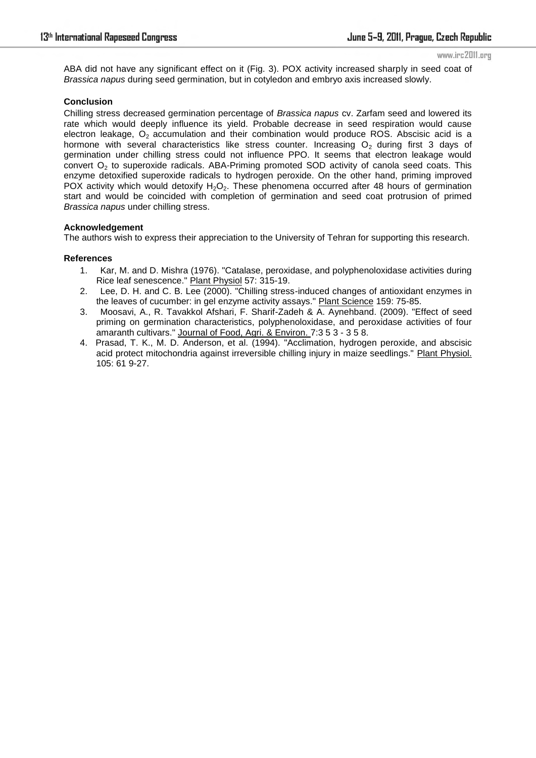ABA did not have any significant effect on it (Fig. 3). POX activity increased sharply in seed coat of *Brassica napus* during seed germination, but in cotyledon and embryo axis increased slowly.

**Conclusion**

Chilling stress decreased germination percentage of *Brassica napus* cv. Zarfam seed and lowered its rate which would deeply influence its yield. Probable decrease in seed respiration would cause electron leakage, $O_2$ accumulation and their combination would produce ROS. Abscisic acid is a hormone with several characteristics like stress counter. Increasing $O_2$ during first 3 days of germination under chilling stress could not influence PPO. It seems that electron leakage would convert $O_2$ to superoxide radicals. ABA-Priming promoted SOD activity of canola seed coats. This enzyme detoxified superoxide radicals to hydrogen peroxide. On the other hand, priming improved POX activity which would detoxify $H_2O_2$. These phenomena occurred after 48 hours of germination start and would be coincided with completion of germination and seed coat protrusion of primed *Brassica napus* under chilling stress.

**Acknowledgement**

The authors wish to express their appreciation to the University of Tehran for supporting this research.

**References**

1. Kar, M. and D. Mishra (1976). "Catalase, peroxidase, and polyphenoloxidase activities during Rice leaf senescence." Plant Physiol 57: 315-19.
2. Lee, D. H. and C. B. Lee (2000). "Chilling stress-induced changes of antioxidant enzymes in the leaves of cucumber: in gel enzyme activity assays." Plant Science 159: 75-85.
3. Moosavi, A., R. Tavakkol Afshari, F. Sharif-Zadeh & A. Aynehband. (2009). "Effect of seed priming on germination characteristics, polyphenoloxidase, and peroxidase activities of four amaranth cultivars." Journal of Food, Agri. & Environ. 7:3 5 3 - 3 5 8.
4. Prasad, T. K., M. D. Anderson, et al. (1994). "Acclimation, hydrogen peroxide, and abscisic acid protect mitochondria against irreversible chilling injury in maize seedlings." Plant Physiol. 105: 61 9-27.